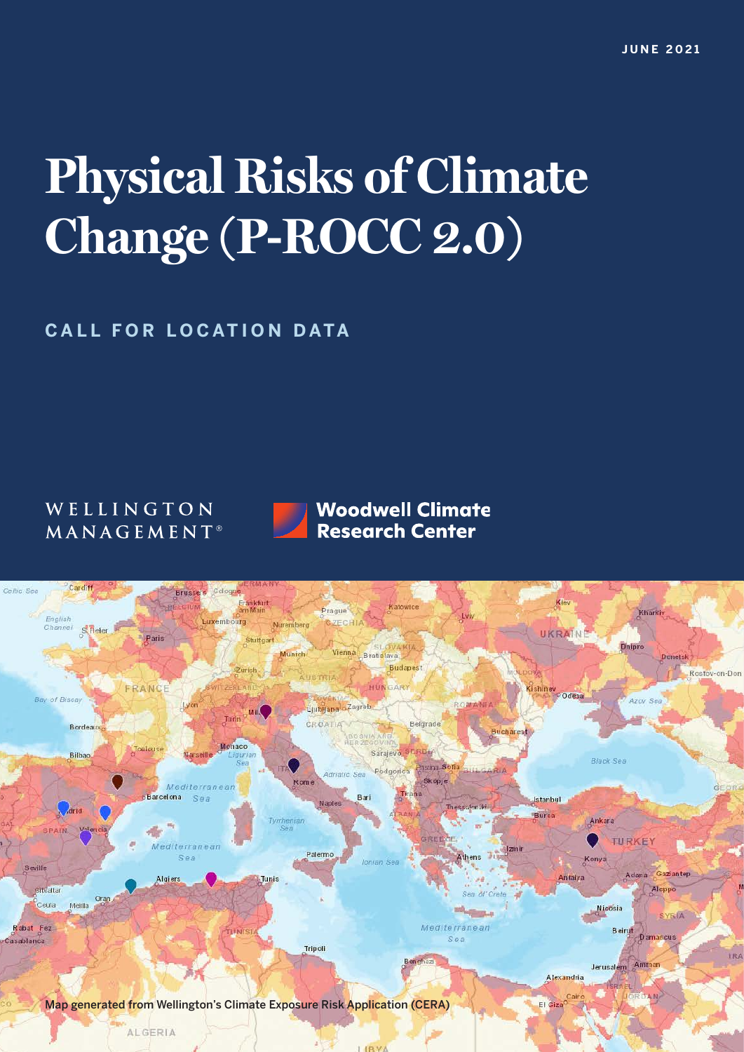JUNE 2021

# Physical Risks of Climate Change (P-ROCC 2.0)

## CALL FOR LOCATION DATA

WELLINGTON MANAGEMENT®

Woodwell Climate Research Center

Map generated from Wellington's Climate Exposure Risk Application (CERA)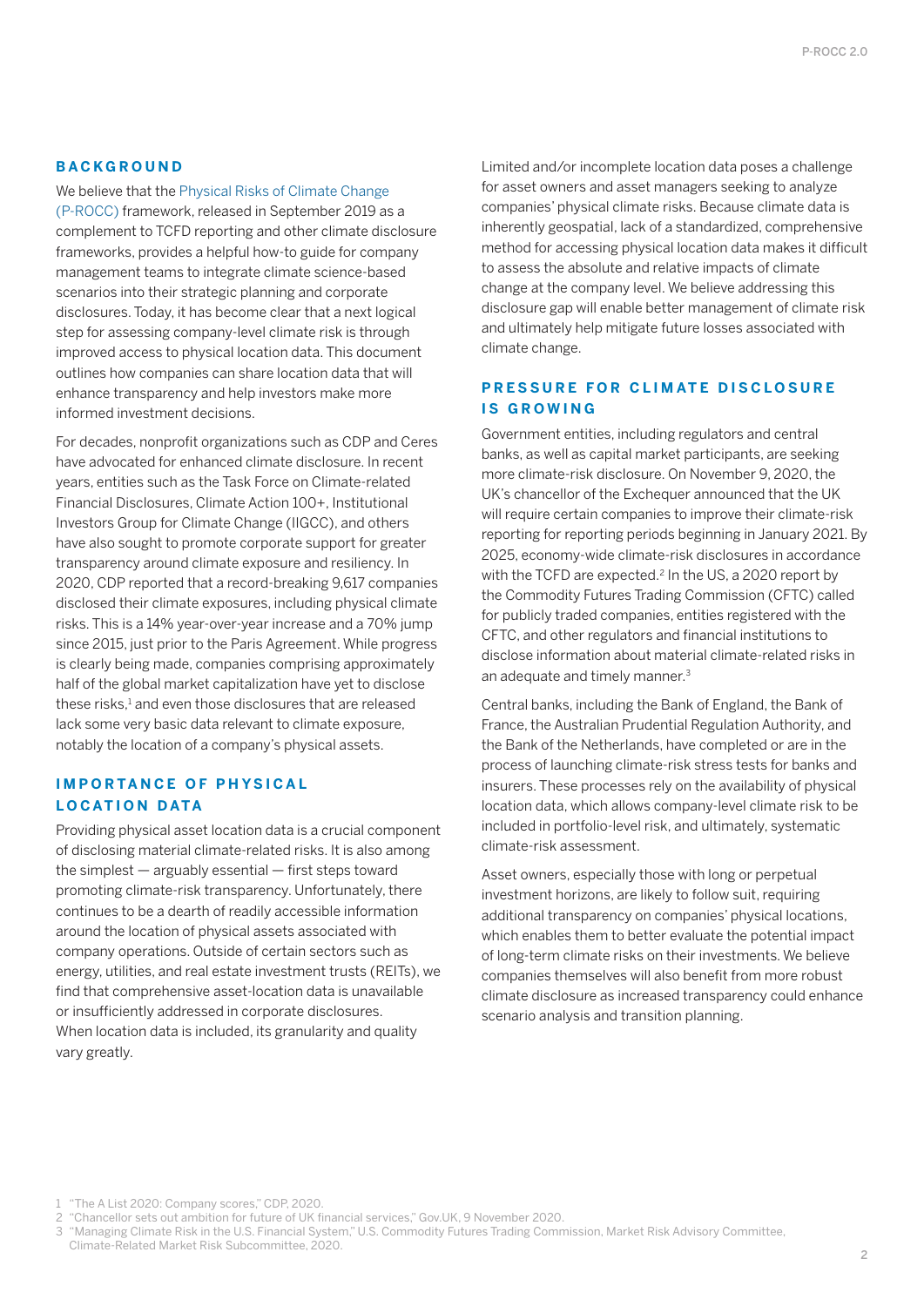## BACKGROUND

We believe that the Physical Risks of Climate Change (P-ROCC) framework, released in September 2019 as a complement to TCFD reporting and other climate disclosure frameworks, provides a helpful how-to guide for company management teams to integrate climate science-based scenarios into their strategic planning and corporate disclosures. Today, it has become clear that a next logical step for assessing company-level climate risk is through improved access to physical location data. This document outlines how companies can share location data that will enhance transparency and help investors make more informed investment decisions.

For decades, nonprofit organizations such as CDP and Ceres have advocated for enhanced climate disclosure. In recent years, entities such as the Task Force on Climate-related Financial Disclosures, Climate Action 100+, Institutional Investors Group for Climate Change (IIGCC), and others have also sought to promote corporate support for greater transparency around climate exposure and resiliency. In 2020, CDP reported that a record-breaking 9,617 companies disclosed their climate exposures, including physical climate risks. This is a 14% year-over-year increase and a 70% jump since 2015, just prior to the Paris Agreement. While progress is clearly being made, companies comprising approximately half of the global market capitalization have yet to disclose these risks,[1] and even those disclosures that are released lack some very basic data relevant to climate exposure, notably the location of a company's physical assets.

## IMPORTANCE OF PHYSICAL LOCATION DATA

Providing physical asset location data is a crucial component of disclosing material climate-related risks. It is also among the simplest — arguably essential — first steps toward promoting climate-risk transparency. Unfortunately, there continues to be a dearth of readily accessible information around the location of physical assets associated with company operations. Outside of certain sectors such as energy, utilities, and real estate investment trusts (REITs), we find that comprehensive asset-location data is unavailable or insufficiently addressed in corporate disclosures. When location data is included, its granularity and quality vary greatly.

Limited and/or incomplete location data poses a challenge for asset owners and asset managers seeking to analyze companies' physical climate risks. Because climate data is inherently geospatial, lack of a standardized, comprehensive method for accessing physical location data makes it difficult to assess the absolute and relative impacts of climate change at the company level. We believe addressing this disclosure gap will enable better management of climate risk and ultimately help mitigate future losses associated with climate change.

## PRESSURE FOR CLIMATE DISCLOSURE IS GROWING

Government entities, including regulators and central banks, as well as capital market participants, are seeking more climate-risk disclosure. On November 9, 2020, the UK's chancellor of the Exchequer announced that the UK will require certain companies to improve their climate-risk reporting for reporting periods beginning in January 2021. By 2025, economy-wide climate-risk disclosures in accordance with the TCFD are expected.[2] In the US, a 2020 report by the Commodity Futures Trading Commission (CFTC) called for publicly traded companies, entities registered with the CFTC, and other regulators and financial institutions to disclose information about material climate-related risks in an adequate and timely manner.[3]

Central banks, including the Bank of England, the Bank of France, the Australian Prudential Regulation Authority, and the Bank of the Netherlands, have completed or are in the process of launching climate-risk stress tests for banks and insurers. These processes rely on the availability of physical location data, which allows company-level climate risk to be included in portfolio-level risk, and ultimately, systematic climate-risk assessment.

Asset owners, especially those with long or perpetual investment horizons, are likely to follow suit, requiring additional transparency on companies' physical locations, which enables them to better evaluate the potential impact of long-term climate risks on their investments. We believe companies themselves will also benefit from more robust climate disclosure as increased transparency could enhance scenario analysis and transition planning.

1 "The A List 2020: Company scores," CDP, 2020.
2 "Chancellor sets out ambition for future of UK financial services," Gov.UK, 9 November 2020.
3 "Managing Climate Risk in the U.S. Financial System," U.S. Commodity Futures Trading Commission, Market Risk Advisory Committee, Climate-Related Market Risk Subcommittee, 2020.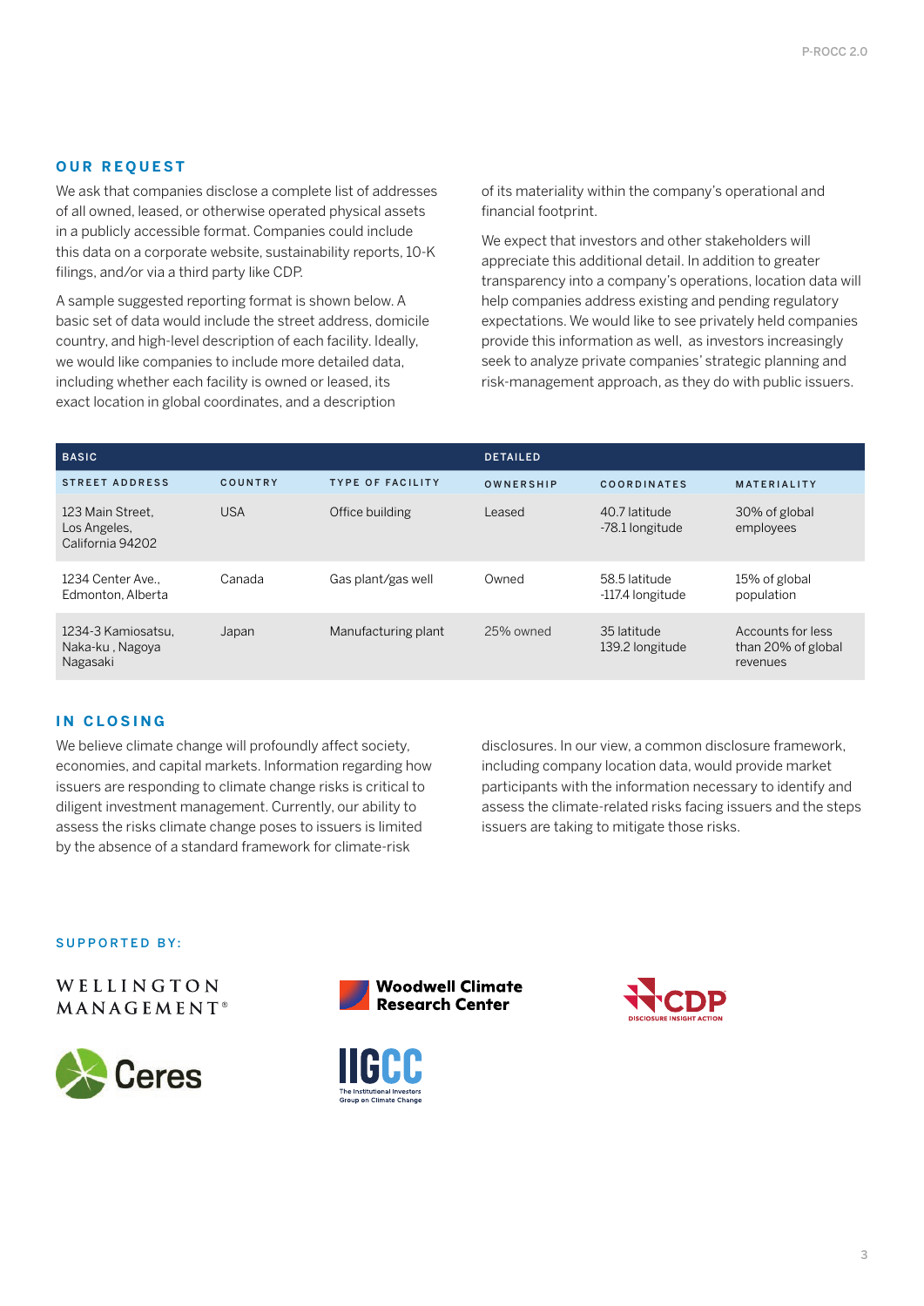## OUR REQUEST

We ask that companies disclose a complete list of addresses of all owned, leased, or otherwise operated physical assets in a publicly accessible format. Companies could include this data on a corporate website, sustainability reports, 10-K filings, and/or via a third party like CDP.

A sample suggested reporting format is shown below. A basic set of data would include the street address, domicile country, and high-level description of each facility. Ideally, we would like companies to include more detailed data, including whether each facility is owned or leased, its exact location in global coordinates, and a description of its materiality within the company's operational and financial footprint.

We expect that investors and other stakeholders will appreciate this additional detail. In addition to greater transparency into a company's operations, location data will help companies address existing and pending regulatory expectations. We would like to see privately held companies provide this information as well, as investors increasingly seek to analyze private companies' strategic planning and risk-management approach, as they do with public issuers.

| BASIC | | | DETAILED | | |
|---|---|---|---|---|---|
| STREET ADDRESS | COUNTRY | TYPE OF FACILITY | OWNERSHIP | COORDINATES | MATERIALITY |
| 123 Main Street, Los Angeles, California 94202 | USA | Office building | Leased | 40.7 latitude -78.1 longitude | 30% of global employees |
| 1234 Center Ave., Edmonton, Alberta | Canada | Gas plant/gas well | Owned | 58.5 latitude -117.4 longitude | 15% of global population |
| 1234-3 Kamiosatsu, Naka-ku , Nagoya Nagasaki | Japan | Manufacturing plant | 25% owned | 35 latitude 139.2 longitude | Accounts for less than 20% of global revenues |

## IN CLOSING

We believe climate change will profoundly affect society, economies, and capital markets. Information regarding how issuers are responding to climate change risks is critical to diligent investment management. Currently, our ability to assess the risks climate change poses to issuers is limited by the absence of a standard framework for climate-risk disclosures. In our view, a common disclosure framework, including company location data, would provide market participants with the information necessary to identify and assess the climate-related risks facing issuers and the steps issuers are taking to mitigate those risks.

SUPPORTED BY:

WELLINGTON MANAGEMENT®

Woodwell Climate Research Center

CDP DISCLOSURE INSIGHT ACTION

Ceres

IIGCC The Institutional Investors Group on Climate Change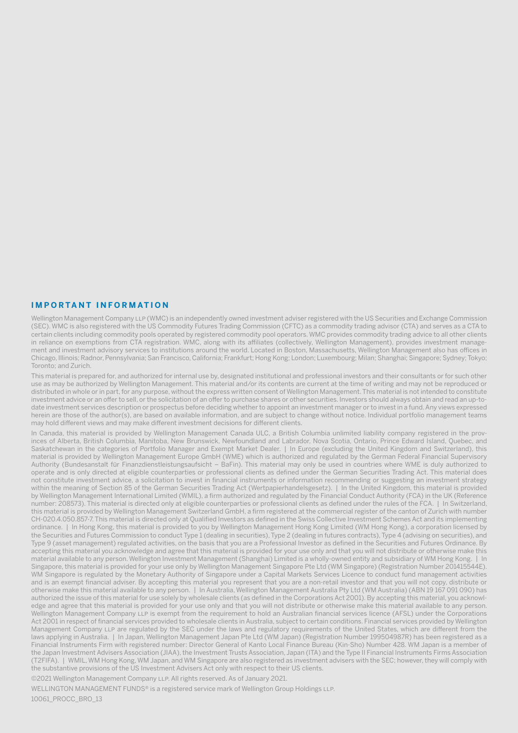## IMPORTANT INFORMATION

Wellington Management Company LLP (WMC) is an independently owned investment adviser registered with the US Securities and Exchange Commission (SEC). WMC is also registered with the US Commodity Futures Trading Commission (CFTC) as a commodity trading advisor (CTA) and serves as a CTA to certain clients including commodity pools operated by registered commodity pool operators. WMC provides commodity trading advice to all other clients in reliance on exemptions from CTA registration. WMC, along with its affiliates (collectively, Wellington Management), provides investment management and investment advisory services to institutions around the world. Located in Boston, Massachusetts, Wellington Management also has offices in Chicago, Illinois; Radnor, Pennsylvania; San Francisco, California; Frankfurt; Hong Kong; London; Luxembourg; Milan; Shanghai; Singapore; Sydney; Tokyo; Toronto; and Zurich.

This material is prepared for, and authorized for internal use by, designated institutional and professional investors and their consultants or for such other use as may be authorized by Wellington Management. This material and/or its contents are current at the time of writing and may not be reproduced or distributed in whole or in part, for any purpose, without the express written consent of Wellington Management. This material is not intended to constitute investment advice or an offer to sell, or the solicitation of an offer to purchase shares or other securities. Investors should always obtain and read an up-to-date investment services description or prospectus before deciding whether to appoint an investment manager or to invest in a fund. Any views expressed herein are those of the author(s), are based on available information, and are subject to change without notice. Individual portfolio management teams may hold different views and may make different investment decisions for different clients.

In Canada, this material is provided by Wellington Management Canada ULC, a British Columbia unlimited liability company registered in the provinces of Alberta, British Columbia, Manitoba, New Brunswick, Newfoundland and Labrador, Nova Scotia, Ontario, Prince Edward Island, Quebec, and Saskatchewan in the categories of Portfolio Manager and Exempt Market Dealer. | In Europe (excluding the United Kingdom and Switzerland), this material is provided by Wellington Management Europe GmbH (WME) which is authorized and regulated by the German Federal Financial Supervisory Authority (Bundesanstalt für Finanzdienstleistungsaufsicht – BaFin). This material may only be used in countries where WME is duly authorized to operate and is only directed at eligible counterparties or professional clients as defined under the German Securities Trading Act. This material does not constitute investment advice, a solicitation to invest in financial instruments or information recommending or suggesting an investment strategy within the meaning of Section 85 of the German Securities Trading Act (Wertpapierhandelsgesetz). | In the United Kingdom, this material is provided by Wellington Management International Limited (WMIL), a firm authorized and regulated by the Financial Conduct Authority (FCA) in the UK (Reference number: 208573). This material is directed only at eligible counterparties or professional clients as defined under the rules of the FCA. | In Switzerland, this material is provided by Wellington Management Switzerland GmbH, a firm registered at the commercial register of the canton of Zurich with number CH-020.4.050.857-7. This material is directed only at Qualified Investors as defined in the Swiss Collective Investment Schemes Act and its implementing ordinance. | In Hong Kong, this material is provided to you by Wellington Management Hong Kong Limited (WM Hong Kong), a corporation licensed by the Securities and Futures Commission to conduct Type 1 (dealing in securities), Type 2 (dealing in futures contracts), Type 4 (advising on securities), and Type 9 (asset management) regulated activities, on the basis that you are a Professional Investor as defined in the Securities and Futures Ordinance. By accepting this material you acknowledge and agree that this material is provided for your use only and that you will not distribute or otherwise make this material available to any person. Wellington Investment Management (Shanghai) Limited is a wholly-owned entity and subsidiary of WM Hong Kong. | In Singapore, this material is provided for your use only by Wellington Management Singapore Pte Ltd (WM Singapore) (Registration Number 201415544E). WM Singapore is regulated by the Monetary Authority of Singapore under a Capital Markets Services Licence to conduct fund management activities and is an exempt financial adviser. By accepting this material you represent that you are a non-retail investor and that you will not copy, distribute or otherwise make this material available to any person. | In Australia, Wellington Management Australia Pty Ltd (WM Australia) (ABN 19 167 091 090) has authorized the issue of this material for use solely by wholesale clients (as defined in the Corporations Act 2001). By accepting this material, you acknowledge and agree that this material is provided for your use only and that you will not distribute or otherwise make this material available to any person. Wellington Management Company LLP is exempt from the requirement to hold an Australian financial services licence (AFSL) under the Corporations Act 2001 in respect of financial services provided to wholesale clients in Australia, subject to certain conditions. Financial services provided by Wellington Management Company LLP are regulated by the SEC under the laws and regulatory requirements of the United States, which are different from the laws applying in Australia. | In Japan, Wellington Management Japan Pte Ltd (WM Japan) (Registration Number 199504987R) has been registered as a Financial Instruments Firm with registered number: Director General of Kanto Local Finance Bureau (Kin-Sho) Number 428. WM Japan is a member of the Japan Investment Advisers Association (JIAA), the Investment Trusts Association, Japan (ITA) and the Type II Financial Instruments Firms Association (T2FIFA). | WMIL, WM Hong Kong, WM Japan, and WM Singapore are also registered as investment advisers with the SEC; however, they will comply with the substantive provisions of the US Investment Advisers Act only with respect to their US clients.

©2021 Wellington Management Company LLP. All rights reserved. As of January 2021.

WELLINGTON MANAGEMENT FUNDS® is a registered service mark of Wellington Group Holdings LLP.

10061_PROCC_BRO_13